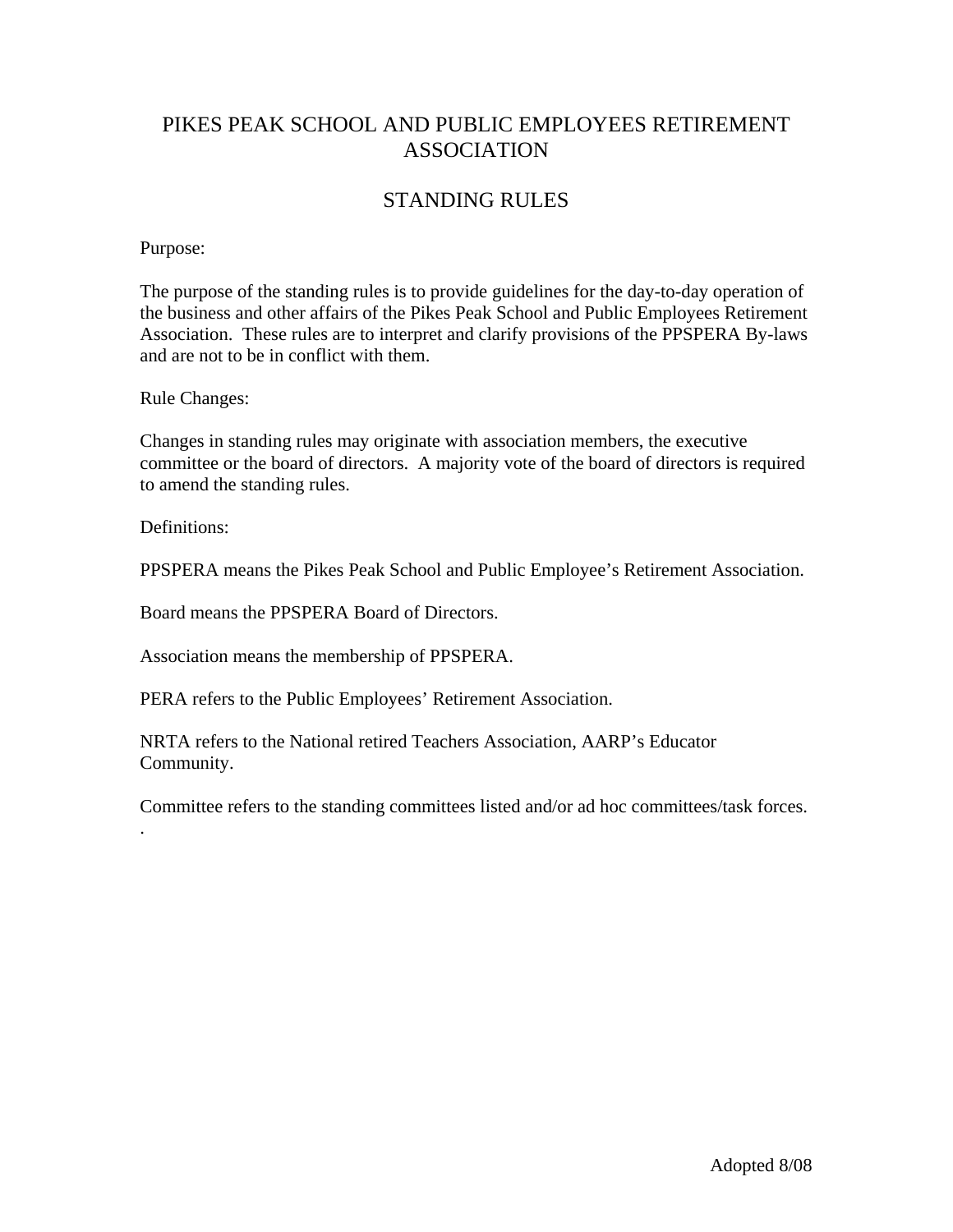# PIKES PEAK SCHOOL AND PUBLIC EMPLOYEES RETIREMENT ASSOCIATION

## STANDING RULES

Purpose:

The purpose of the standing rules is to provide guidelines for the day-to-day operation of the business and other affairs of the Pikes Peak School and Public Employees Retirement Association. These rules are to interpret and clarify provisions of the PPSPERA By-laws and are not to be in conflict with them.

Rule Changes:

Changes in standing rules may originate with association members, the executive committee or the board of directors. A majority vote of the board of directors is required to amend the standing rules.

Definitions:

PPSPERA means the Pikes Peak School and Public Employee's Retirement Association.

Board means the PPSPERA Board of Directors.

Association means the membership of PPSPERA.

PERA refers to the Public Employees' Retirement Association.

NRTA refers to the National retired Teachers Association, AARP's Educator Community.

Committee refers to the standing committees listed and/or ad hoc committees/task forces.

.

Adopted 8/08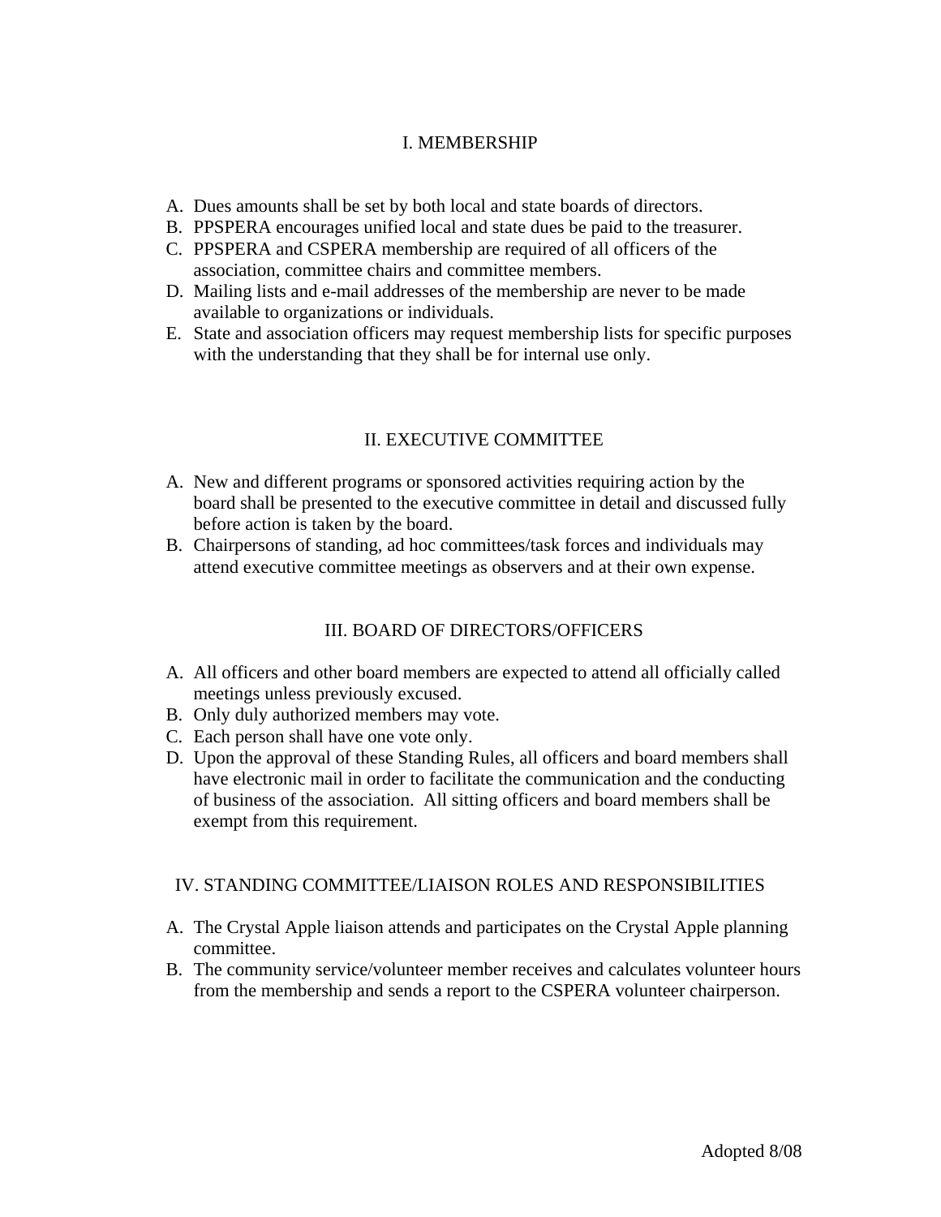## I. MEMBERSHIP

A. Dues amounts shall be set by both local and state boards of directors.
B. PPSPERA encourages unified local and state dues be paid to the treasurer.
C. PPSPERA and CSPERA membership are required of all officers of the association, committee chairs and committee members.
D. Mailing lists and e-mail addresses of the membership are never to be made available to organizations or individuals.
E. State and association officers may request membership lists for specific purposes with the understanding that they shall be for internal use only.

## II. EXECUTIVE COMMITTEE

A. New and different programs or sponsored activities requiring action by the board shall be presented to the executive committee in detail and discussed fully before action is taken by the board.
B. Chairpersons of standing, ad hoc committees/task forces and individuals may attend executive committee meetings as observers and at their own expense.

## III. BOARD OF DIRECTORS/OFFICERS

A. All officers and other board members are expected to attend all officially called meetings unless previously excused.
B. Only duly authorized members may vote.
C. Each person shall have one vote only.
D. Upon the approval of these Standing Rules, all officers and board members shall have electronic mail in order to facilitate the communication and the conducting of business of the association. All sitting officers and board members shall be exempt from this requirement.

## IV. STANDING COMMITTEE/LIAISON ROLES AND RESPONSIBILITIES

A. The Crystal Apple liaison attends and participates on the Crystal Apple planning committee.
B. The community service/volunteer member receives and calculates volunteer hours from the membership and sends a report to the CSPERA volunteer chairperson.

Adopted 8/08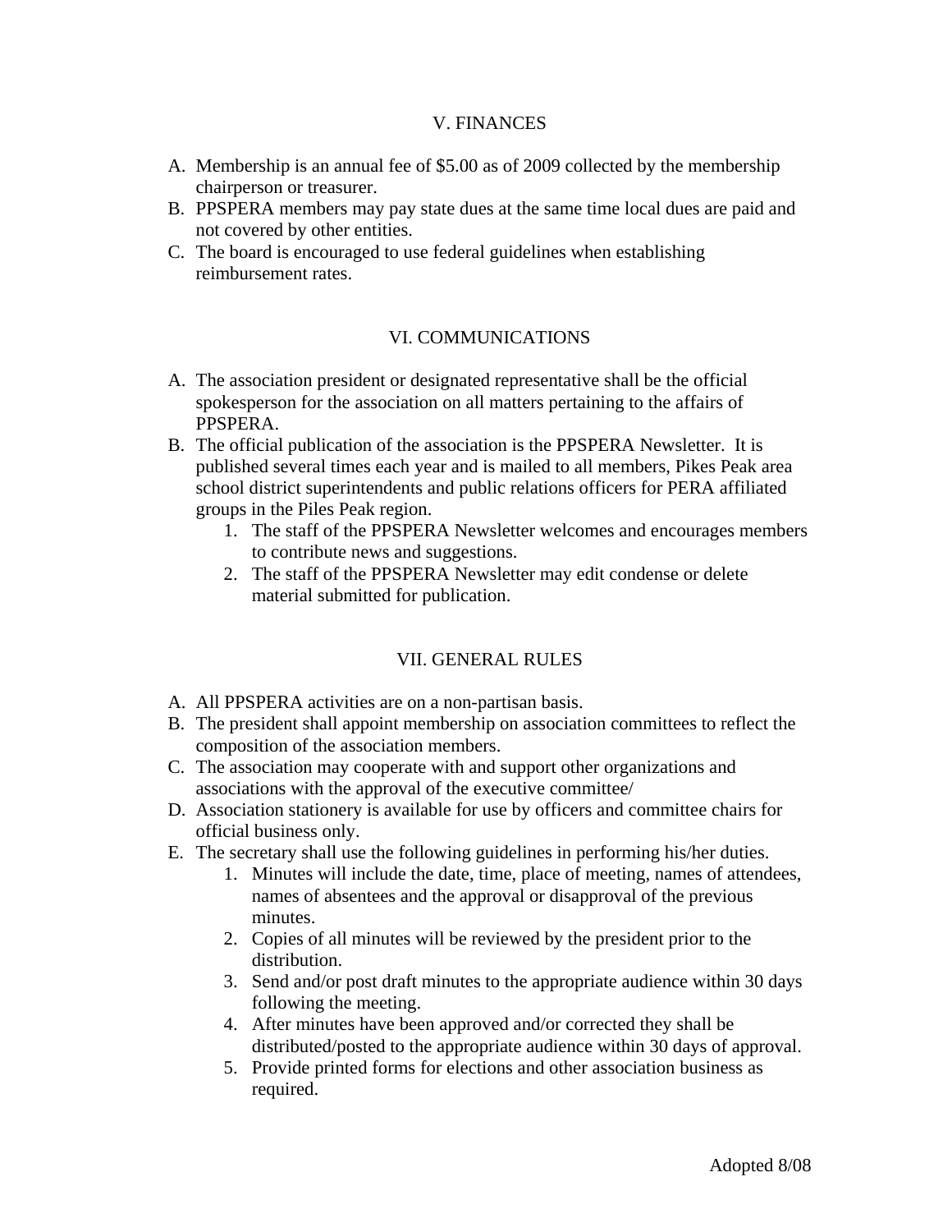## V. FINANCES

A. Membership is an annual fee of $5.00 as of 2009 collected by the membership chairperson or treasurer.
B. PPSPERA members may pay state dues at the same time local dues are paid and not covered by other entities.
C. The board is encouraged to use federal guidelines when establishing reimbursement rates.

## VI. COMMUNICATIONS

A. The association president or designated representative shall be the official spokesperson for the association on all matters pertaining to the affairs of PPSPERA.
B. The official publication of the association is the PPSPERA Newsletter. It is published several times each year and is mailed to all members, Pikes Peak area school district superintendents and public relations officers for PERA affiliated groups in the Piles Peak region.
    1. The staff of the PPSPERA Newsletter welcomes and encourages members to contribute news and suggestions.
    2. The staff of the PPSPERA Newsletter may edit condense or delete material submitted for publication.

## VII. GENERAL RULES

A. All PPSPERA activities are on a non-partisan basis.
B. The president shall appoint membership on association committees to reflect the composition of the association members.
C. The association may cooperate with and support other organizations and associations with the approval of the executive committee/
D. Association stationery is available for use by officers and committee chairs for official business only.
E. The secretary shall use the following guidelines in performing his/her duties.
    1. Minutes will include the date, time, place of meeting, names of attendees, names of absentees and the approval or disapproval of the previous minutes.
    2. Copies of all minutes will be reviewed by the president prior to the distribution.
    3. Send and/or post draft minutes to the appropriate audience within 30 days following the meeting.
    4. After minutes have been approved and/or corrected they shall be distributed/posted to the appropriate audience within 30 days of approval.
    5. Provide printed forms for elections and other association business as required.

Adopted 8/08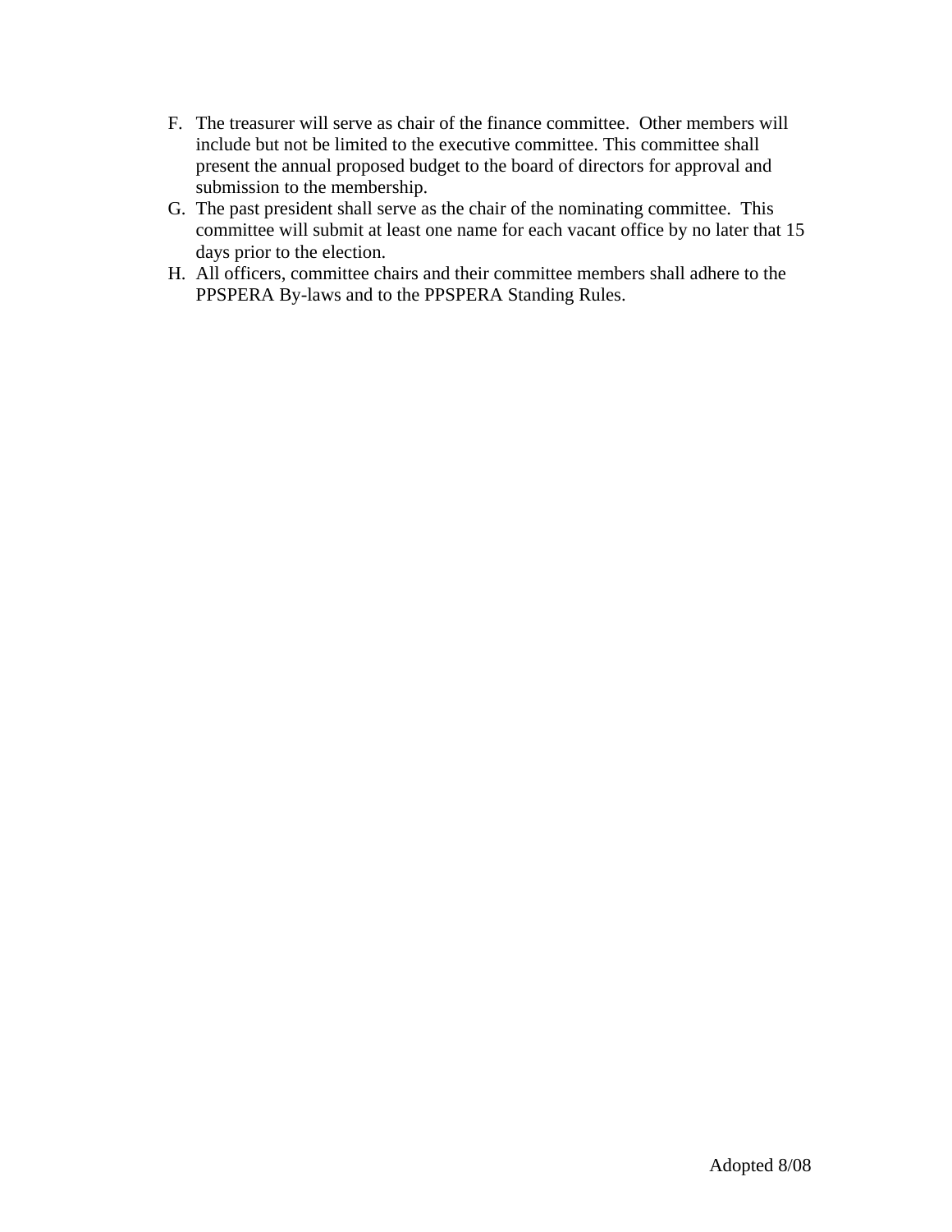F. The treasurer will serve as chair of the finance committee. Other members will include but not be limited to the executive committee. This committee shall present the annual proposed budget to the board of directors for approval and submission to the membership.
G. The past president shall serve as the chair of the nominating committee. This committee will submit at least one name for each vacant office by no later that 15 days prior to the election.
H. All officers, committee chairs and their committee members shall adhere to the PPSPERA By-laws and to the PPSPERA Standing Rules.

Adopted 8/08